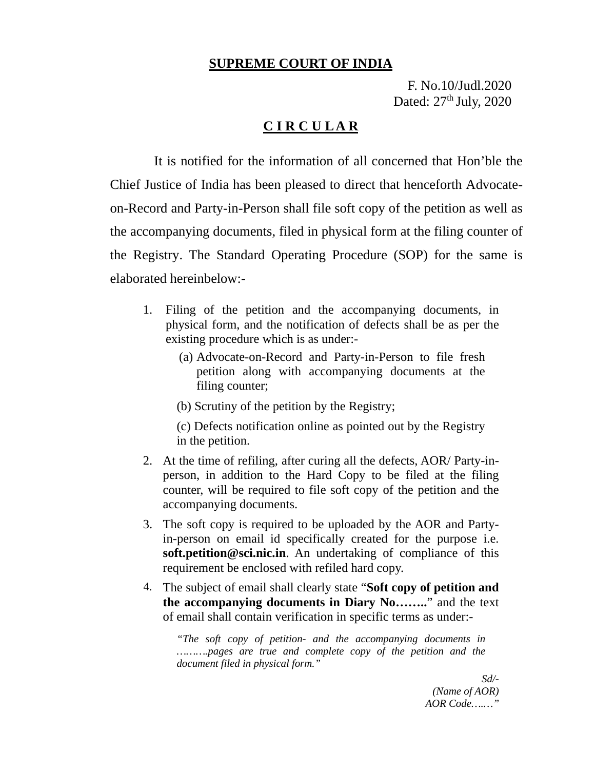**SUPREME COURT OF INDIA**

F. No.10/Judl.2020
Dated: 27th July, 2020

## C I R C U L A R

It is notified for the information of all concerned that Hon'ble the Chief Justice of India has been pleased to direct that henceforth Advocate-on-Record and Party-in-Person shall file soft copy of the petition as well as the accompanying documents, filed in physical form at the filing counter of the Registry. The Standard Operating Procedure (SOP) for the same is elaborated hereinbelow:-

1. Filing of the petition and the accompanying documents, in physical form, and the notification of defects shall be as per the existing procedure which is as under:-

   (a) Advocate-on-Record and Party-in-Person to file fresh petition along with accompanying documents at the filing counter;

   (b) Scrutiny of the petition by the Registry;

   (c) Defects notification online as pointed out by the Registry in the petition.

2. At the time of refiling, after curing all the defects, AOR/ Party-in-person, in addition to the Hard Copy to be filed at the filing counter, will be required to file soft copy of the petition and the accompanying documents.

3. The soft copy is required to be uploaded by the AOR and Party-in-person on email id specifically created for the purpose i.e. **soft.petition@sci.nic.in**. An undertaking of compliance of this requirement be enclosed with refiled hard copy.

4. The subject of email shall clearly state "**Soft copy of petition and the accompanying documents in Diary No……..**" and the text of email shall contain verification in specific terms as under:-

   *"The soft copy of petition- and the accompanying documents in ……….pages are true and complete copy of the petition and the document filed in physical form."*

   *Sd/-*
   *(Name of AOR)*
   *AOR Code……"*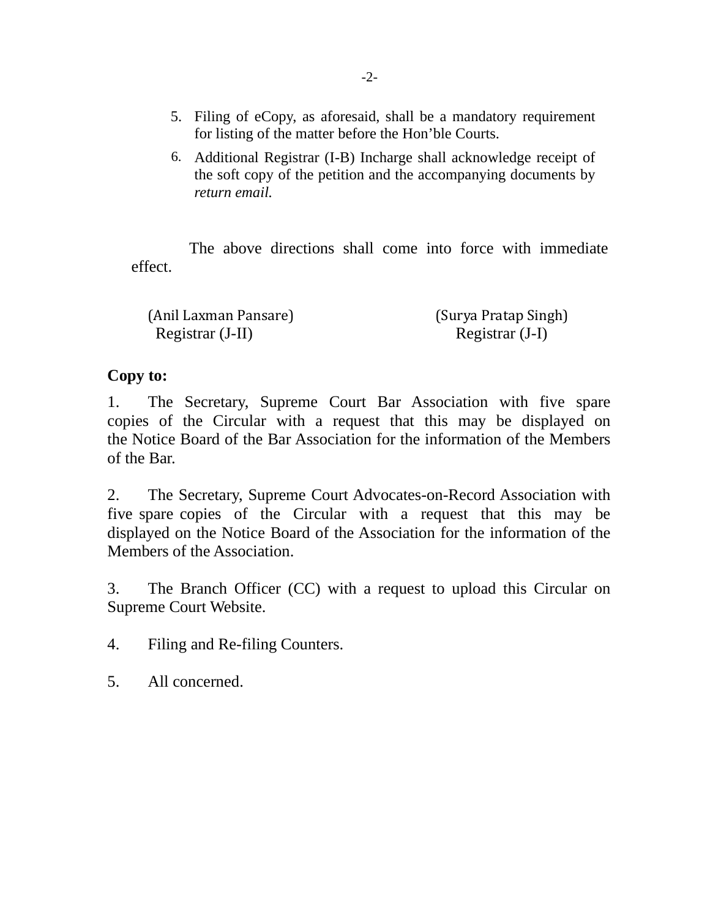5. Filing of eCopy, as aforesaid, shall be a mandatory requirement for listing of the matter before the Hon'ble Courts.
6. Additional Registrar (I-B) Incharge shall acknowledge receipt of the soft copy of the petition and the accompanying documents by *return email.*

The above directions shall come into force with immediate effect.

| | |
|---|---|
| (Anil Laxman Pansare) | (Surya Pratap Singh) |
| Registrar (J-II) | Registrar (J-I) |

**Copy to:**

1. The Secretary, Supreme Court Bar Association with five spare copies of the Circular with a request that this may be displayed on the Notice Board of the Bar Association for the information of the Members of the Bar.

2. The Secretary, Supreme Court Advocates-on-Record Association with five spare copies of the Circular with a request that this may be displayed on the Notice Board of the Association for the information of the Members of the Association.

3. The Branch Officer (CC) with a request to upload this Circular on Supreme Court Website.

4. Filing and Re-filing Counters.

5. All concerned.